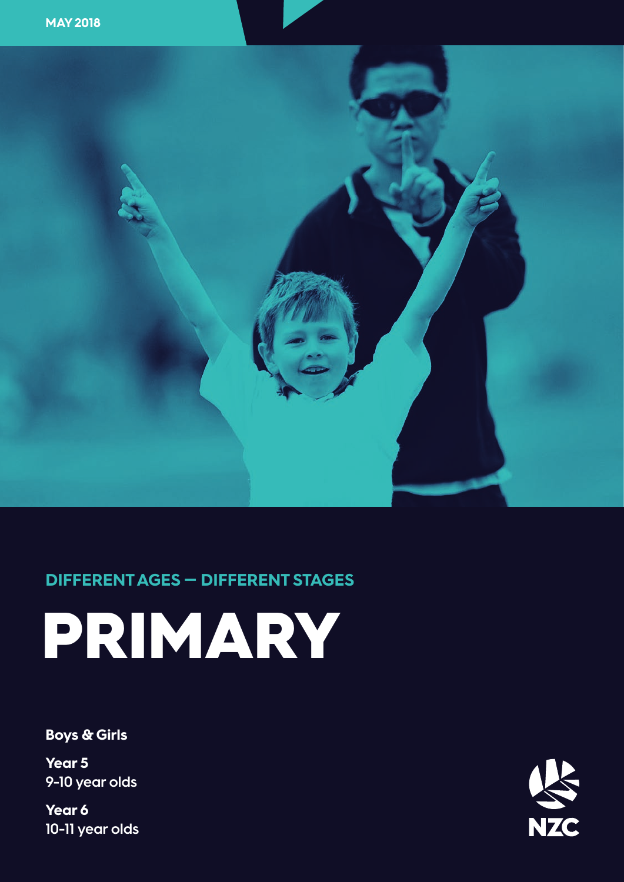MAY 2018

DIFFERENT AGES – DIFFERENT STAGES

# PRIMARY

**Boys & Girls**

**Year 5**
9-10 year olds

**Year 6**
10-11 year olds

NZC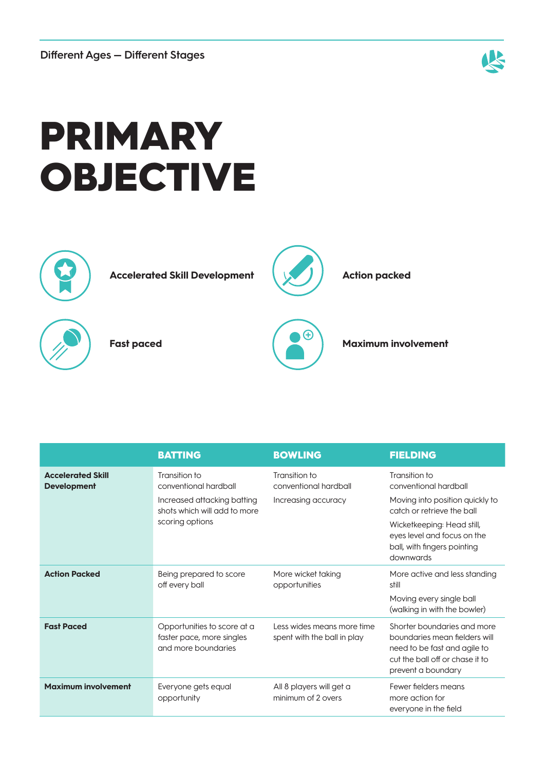# PRIMARY OBJECTIVE

**Accelerated Skill Development**

**Action packed**

**Fast paced**

**Maximum involvement**

| | BATTING | BOWLING | FIELDING |
|---|---|---|---|
| **Accelerated Skill Development** | Transition to conventional hardball<br><br>Increased attacking batting shots which will add to more scoring options | Transition to conventional hardball<br><br>Increasing accuracy | Transition to conventional hardball<br><br>Moving into position quickly to catch or retrieve the ball<br><br>Wicketkeeping: Head still, eyes level and focus on the ball, with fingers pointing downwards |
| **Action Packed** | Being prepared to score off every ball | More wicket taking opportunities | More active and less standing still<br><br>Moving every single ball (walking in with the bowler) |
| **Fast Paced** | Opportunities to score at a faster pace, more singles and more boundaries | Less wides means more time spent with the ball in play | Shorter boundaries and more boundaries mean fielders will need to be fast and agile to cut the ball off or chase it to prevent a boundary |
| **Maximum involvement** | Everyone gets equal opportunity | All 8 players will get a minimum of 2 overs | Fewer fielders means more action for everyone in the field |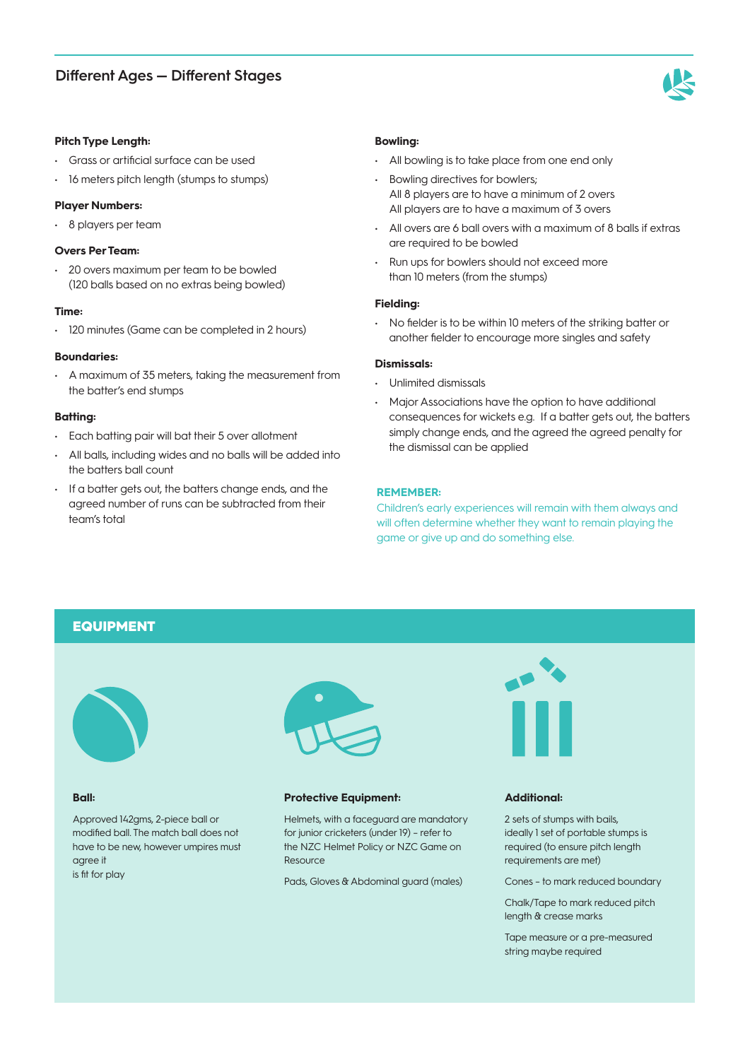## Different Ages — Different Stages

**Pitch Type Length:**

- Grass or artificial surface can be used
- 16 meters pitch length (stumps to stumps)

**Player Numbers:**

- 8 players per team

**Overs Per Team:**

- 20 overs maximum per team to be bowled (120 balls based on no extras being bowled)

**Time:**

- 120 minutes (Game can be completed in 2 hours)

**Boundaries:**

- A maximum of 35 meters, taking the measurement from the batter's end stumps

**Batting:**

- Each batting pair will bat their 5 over allotment
- All balls, including wides and no balls will be added into the batters ball count
- If a batter gets out, the batters change ends, and the agreed number of runs can be subtracted from their team's total

**Bowling:**

- All bowling is to take place from one end only
- Bowling directives for bowlers;
  All 8 players are to have a minimum of 2 overs
  All players are to have a maximum of 3 overs
- All overs are 6 ball overs with a maximum of 8 balls if extras are required to be bowled
- Run ups for bowlers should not exceed more than 10 meters (from the stumps)

**Fielding:**

- No fielder is to be within 10 meters of the striking batter or another fielder to encourage more singles and safety

**Dismissals:**

- Unlimited dismissals
- Major Associations have the option to have additional consequences for wickets e.g. If a batter gets out, the batters simply change ends, and the agreed the agreed penalty for the dismissal can be applied

**REMEMBER:**
Children's early experiences will remain with them always and will often determine whether they want to remain playing the game or give up and do something else.

## EQUIPMENT

**Ball:**

Approved 142gms, 2-piece ball or modified ball. The match ball does not have to be new, however umpires must agree it is fit for play

**Protective Equipment:**

Helmets, with a faceguard are mandatory for junior cricketers (under 19) – refer to the NZC Helmet Policy or NZC Game on Resource

Pads, Gloves & Abdominal guard (males)

**Additional:**

2 sets of stumps with bails, ideally 1 set of portable stumps is required (to ensure pitch length requirements are met)

Cones – to mark reduced boundary

Chalk/Tape to mark reduced pitch length & crease marks

Tape measure or a pre-measured string maybe required